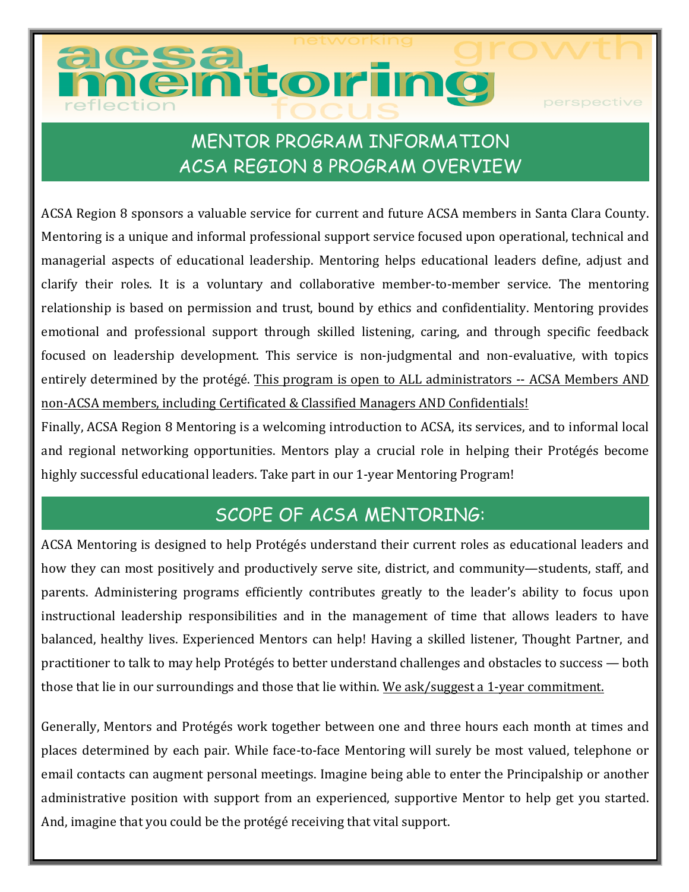# acsa mentoring

networking growth reflection focus perspective

## MENTOR PROGRAM INFORMATION
## ACSA REGION 8 PROGRAM OVERVIEW

ACSA Region 8 sponsors a valuable service for current and future ACSA members in Santa Clara County. Mentoring is a unique and informal professional support service focused upon operational, technical and managerial aspects of educational leadership. Mentoring helps educational leaders define, adjust and clarify their roles. It is a voluntary and collaborative member-to-member service. The mentoring relationship is based on permission and trust, bound by ethics and confidentiality. Mentoring provides emotional and professional support through skilled listening, caring, and through specific feedback focused on leadership development. This service is non-judgmental and non-evaluative, with topics entirely determined by the protégé. <u>This program is open to ALL administrators -- ACSA Members AND non-ACSA members, including Certificated & Classified Managers AND Confidentials!</u>

Finally, ACSA Region 8 Mentoring is a welcoming introduction to ACSA, its services, and to informal local and regional networking opportunities. Mentors play a crucial role in helping their Protégés become highly successful educational leaders. Take part in our 1-year Mentoring Program!

## SCOPE OF ACSA MENTORING:

ACSA Mentoring is designed to help Protégés understand their current roles as educational leaders and how they can most positively and productively serve site, district, and community—students, staff, and parents. Administering programs efficiently contributes greatly to the leader's ability to focus upon instructional leadership responsibilities and in the management of time that allows leaders to have balanced, healthy lives. Experienced Mentors can help! Having a skilled listener, Thought Partner, and practitioner to talk to may help Protégés to better understand challenges and obstacles to success — both those that lie in our surroundings and those that lie within. <u>We ask/suggest a 1-year commitment.</u>

Generally, Mentors and Protégés work together between one and three hours each month at times and places determined by each pair. While face-to-face Mentoring will surely be most valued, telephone or email contacts can augment personal meetings. Imagine being able to enter the Principalship or another administrative position with support from an experienced, supportive Mentor to help get you started. And, imagine that you could be the protégé receiving that vital support.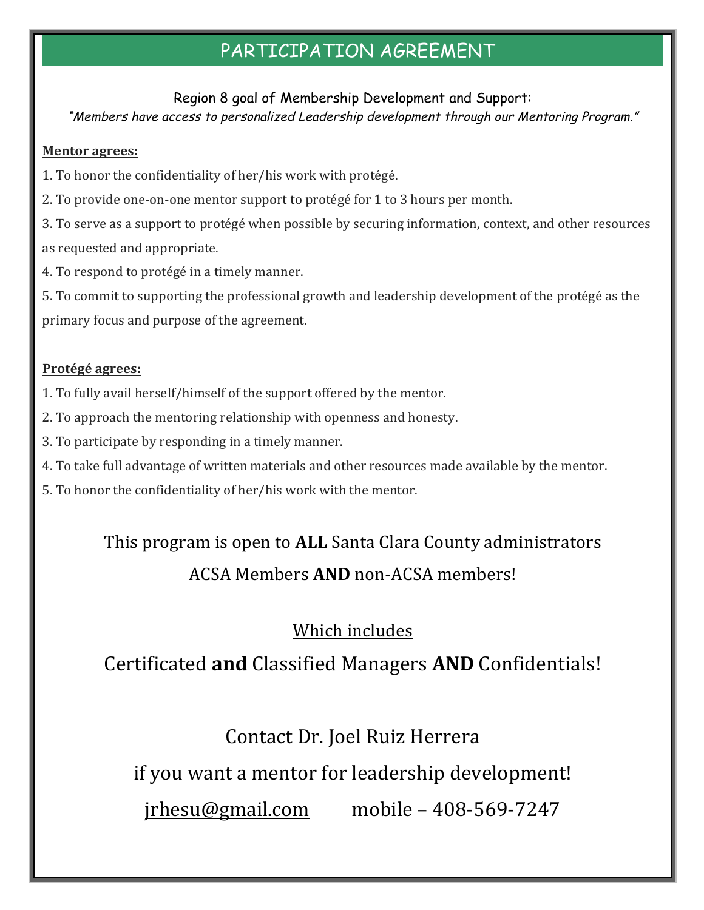# PARTICIPATION AGREEMENT

Region 8 goal of Membership Development and Support:

*"Members have access to personalized Leadership development through our Mentoring Program."*

**Mentor agrees:**

1. To honor the confidentiality of her/his work with protégé.
2. To provide one-on-one mentor support to protégé for 1 to 3 hours per month.
3. To serve as a support to protégé when possible by securing information, context, and other resources as requested and appropriate.
4. To respond to protégé in a timely manner.
5. To commit to supporting the professional growth and leadership development of the protégé as the primary focus and purpose of the agreement.

**Protégé agrees:**

1. To fully avail herself/himself of the support offered by the mentor.
2. To approach the mentoring relationship with openness and honesty.
3. To participate by responding in a timely manner.
4. To take full advantage of written materials and other resources made available by the mentor.
5. To honor the confidentiality of her/his work with the mentor.

This program is open to **ALL** Santa Clara County administrators

ACSA Members **AND** non-ACSA members!

Which includes

Certificated **and** Classified Managers **AND** Confidentials!

Contact Dr. Joel Ruiz Herrera

if you want a mentor for leadership development!

jrhesu@gmail.com mobile – 408-569-7247